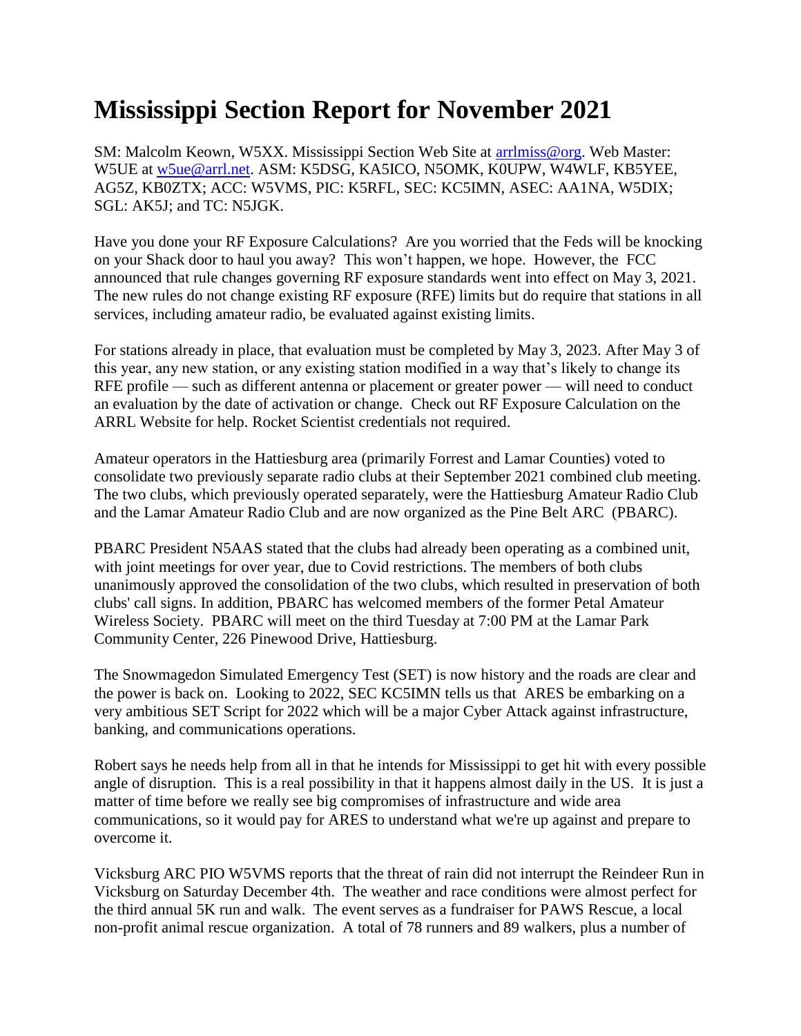# Mississippi Section Report for November 2021

SM: Malcolm Keown, W5XX. Mississippi Section Web Site at arrlmiss@org. Web Master: W5UE at w5ue@arrl.net. ASM: K5DSG, KA5ICO, N5OMK, K0UPW, W4WLF, KB5YEE, AG5Z, KB0ZTX; ACC: W5VMS, PIC: K5RFL, SEC: KC5IMN, ASEC: AA1NA, W5DIX; SGL: AK5J; and TC: N5JGK.

Have you done your RF Exposure Calculations? Are you worried that the Feds will be knocking on your Shack door to haul you away? This won't happen, we hope. However, the FCC announced that rule changes governing RF exposure standards went into effect on May 3, 2021. The new rules do not change existing RF exposure (RFE) limits but do require that stations in all services, including amateur radio, be evaluated against existing limits.

For stations already in place, that evaluation must be completed by May 3, 2023. After May 3 of this year, any new station, or any existing station modified in a way that's likely to change its RFE profile — such as different antenna or placement or greater power — will need to conduct an evaluation by the date of activation or change. Check out RF Exposure Calculation on the ARRL Website for help. Rocket Scientist credentials not required.

Amateur operators in the Hattiesburg area (primarily Forrest and Lamar Counties) voted to consolidate two previously separate radio clubs at their September 2021 combined club meeting. The two clubs, which previously operated separately, were the Hattiesburg Amateur Radio Club and the Lamar Amateur Radio Club and are now organized as the Pine Belt ARC (PBARC).

PBARC President N5AAS stated that the clubs had already been operating as a combined unit, with joint meetings for over year, due to Covid restrictions. The members of both clubs unanimously approved the consolidation of the two clubs, which resulted in preservation of both clubs' call signs. In addition, PBARC has welcomed members of the former Petal Amateur Wireless Society. PBARC will meet on the third Tuesday at 7:00 PM at the Lamar Park Community Center, 226 Pinewood Drive, Hattiesburg.

The Snowmagedon Simulated Emergency Test (SET) is now history and the roads are clear and the power is back on. Looking to 2022, SEC KC5IMN tells us that ARES be embarking on a very ambitious SET Script for 2022 which will be a major Cyber Attack against infrastructure, banking, and communications operations.

Robert says he needs help from all in that he intends for Mississippi to get hit with every possible angle of disruption. This is a real possibility in that it happens almost daily in the US. It is just a matter of time before we really see big compromises of infrastructure and wide area communications, so it would pay for ARES to understand what we're up against and prepare to overcome it.

Vicksburg ARC PIO W5VMS reports that the threat of rain did not interrupt the Reindeer Run in Vicksburg on Saturday December 4th. The weather and race conditions were almost perfect for the third annual 5K run and walk. The event serves as a fundraiser for PAWS Rescue, a local non-profit animal rescue organization. A total of 78 runners and 89 walkers, plus a number of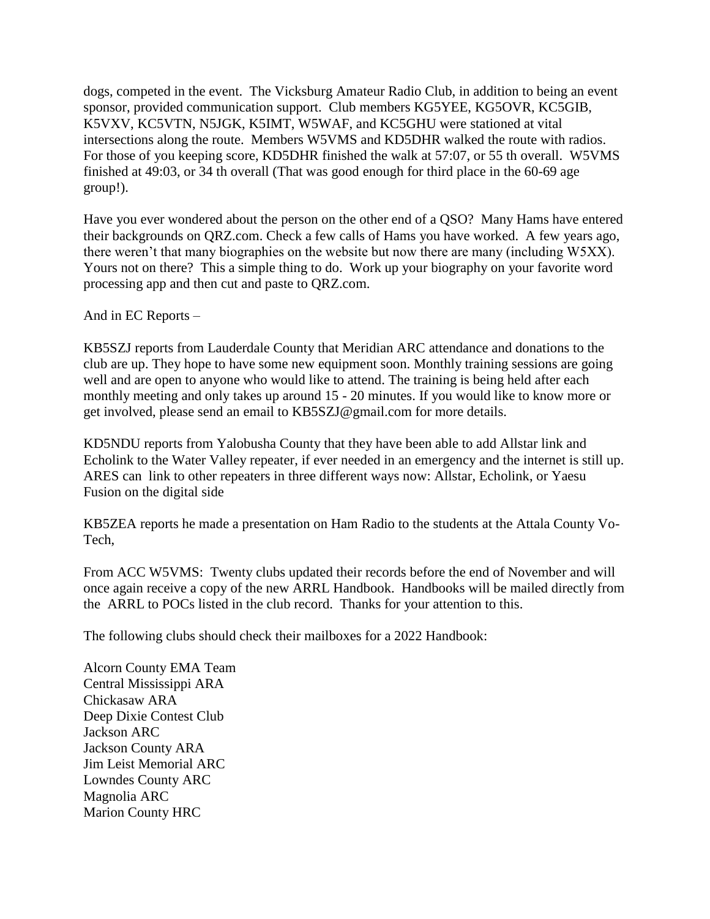dogs, competed in the event. The Vicksburg Amateur Radio Club, in addition to being an event sponsor, provided communication support. Club members KG5YEE, KG5OVR, KC5GIB, K5VXV, KC5VTN, N5JGK, K5IMT, W5WAF, and KC5GHU were stationed at vital intersections along the route. Members W5VMS and KD5DHR walked the route with radios. For those of you keeping score, KD5DHR finished the walk at 57:07, or 55 th overall. W5VMS finished at 49:03, or 34 th overall (That was good enough for third place in the 60-69 age group!).

Have you ever wondered about the person on the other end of a QSO? Many Hams have entered their backgrounds on QRZ.com. Check a few calls of Hams you have worked. A few years ago, there weren't that many biographies on the website but now there are many (including W5XX). Yours not on there? This a simple thing to do. Work up your biography on your favorite word processing app and then cut and paste to QRZ.com.

And in EC Reports –

KB5SZJ reports from Lauderdale County that Meridian ARC attendance and donations to the club are up. They hope to have some new equipment soon. Monthly training sessions are going well and are open to anyone who would like to attend. The training is being held after each monthly meeting and only takes up around 15 - 20 minutes. If you would like to know more or get involved, please send an email to KB5SZJ@gmail.com for more details.

KD5NDU reports from Yalobusha County that they have been able to add Allstar link and Echolink to the Water Valley repeater, if ever needed in an emergency and the internet is still up. ARES can link to other repeaters in three different ways now: Allstar, Echolink, or Yaesu Fusion on the digital side

KB5ZEA reports he made a presentation on Ham Radio to the students at the Attala County Vo-Tech,

From ACC W5VMS: Twenty clubs updated their records before the end of November and will once again receive a copy of the new ARRL Handbook. Handbooks will be mailed directly from the ARRL to POCs listed in the club record. Thanks for your attention to this.

The following clubs should check their mailboxes for a 2022 Handbook:

Alcorn County EMA Team
Central Mississippi ARA
Chickasaw ARA
Deep Dixie Contest Club
Jackson ARC
Jackson County ARA
Jim Leist Memorial ARC
Lowndes County ARC
Magnolia ARC
Marion County HRC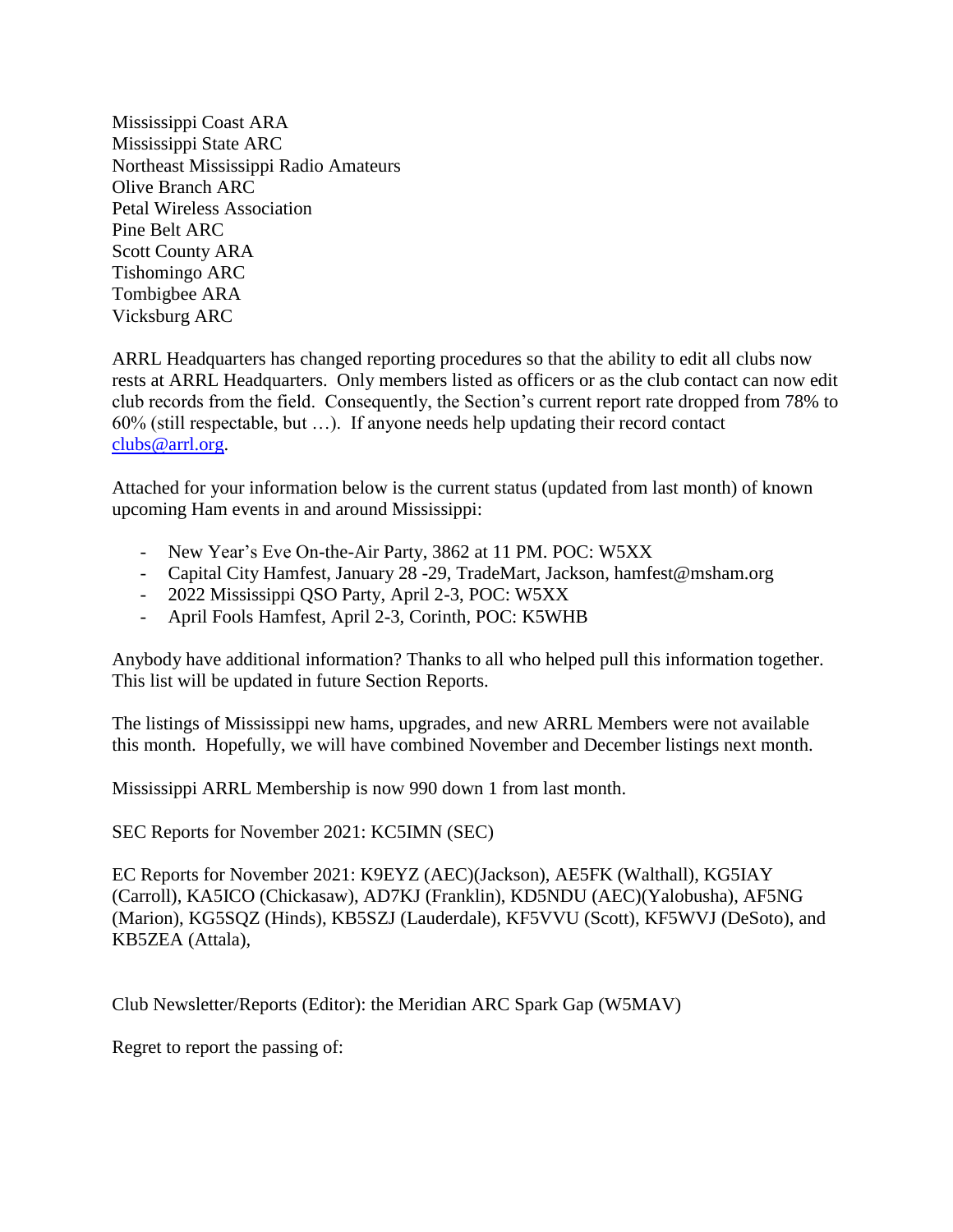Mississippi Coast ARA
Mississippi State ARC
Northeast Mississippi Radio Amateurs
Olive Branch ARC
Petal Wireless Association
Pine Belt ARC
Scott County ARA
Tishomingo ARC
Tombigbee ARA
Vicksburg ARC

ARRL Headquarters has changed reporting procedures so that the ability to edit all clubs now rests at ARRL Headquarters. Only members listed as officers or as the club contact can now edit club records from the field. Consequently, the Section's current report rate dropped from 78% to 60% (still respectable, but …). If anyone needs help updating their record contact clubs@arrl.org.

Attached for your information below is the current status (updated from last month) of known upcoming Ham events in and around Mississippi:

- New Year's Eve On-the-Air Party, 3862 at 11 PM. POC: W5XX
- Capital City Hamfest, January 28 -29, TradeMart, Jackson, hamfest@msham.org
- 2022 Mississippi QSO Party, April 2-3, POC: W5XX
- April Fools Hamfest, April 2-3, Corinth, POC: K5WHB

Anybody have additional information? Thanks to all who helped pull this information together. This list will be updated in future Section Reports.

The listings of Mississippi new hams, upgrades, and new ARRL Members were not available this month. Hopefully, we will have combined November and December listings next month.

Mississippi ARRL Membership is now 990 down 1 from last month.

SEC Reports for November 2021: KC5IMN (SEC)

EC Reports for November 2021: K9EYZ (AEC)(Jackson), AE5FK (Walthall), KG5IAY (Carroll), KA5ICO (Chickasaw), AD7KJ (Franklin), KD5NDU (AEC)(Yalobusha), AF5NG (Marion), KG5SQZ (Hinds), KB5SZJ (Lauderdale), KF5VVU (Scott), KF5WVJ (DeSoto), and KB5ZEA (Attala),

Club Newsletter/Reports (Editor): the Meridian ARC Spark Gap (W5MAV)

Regret to report the passing of: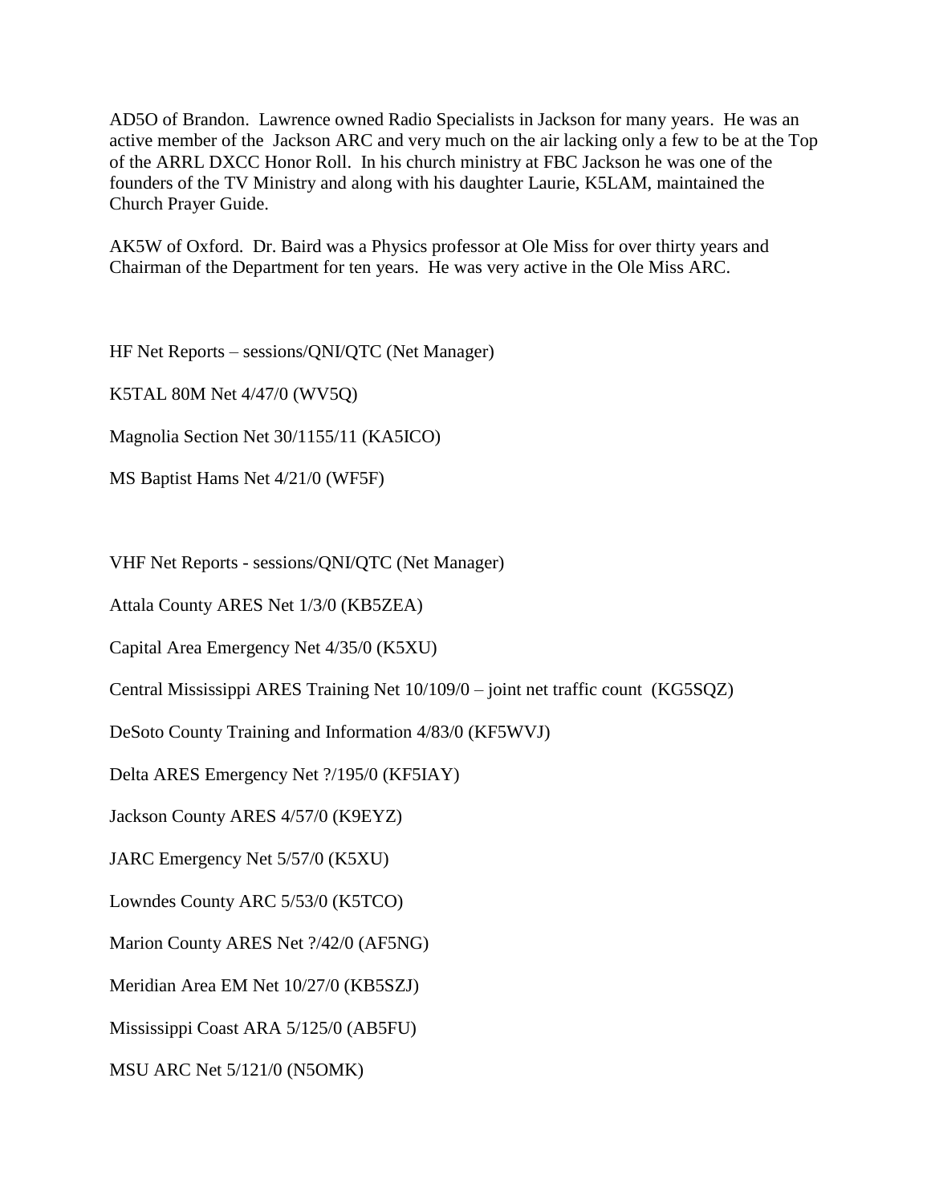AD5O of Brandon. Lawrence owned Radio Specialists in Jackson for many years. He was an active member of the Jackson ARC and very much on the air lacking only a few to be at the Top of the ARRL DXCC Honor Roll. In his church ministry at FBC Jackson he was one of the founders of the TV Ministry and along with his daughter Laurie, K5LAM, maintained the Church Prayer Guide.

AK5W of Oxford. Dr. Baird was a Physics professor at Ole Miss for over thirty years and Chairman of the Department for ten years. He was very active in the Ole Miss ARC.

HF Net Reports – sessions/QNI/QTC (Net Manager)

K5TAL 80M Net 4/47/0 (WV5Q)

Magnolia Section Net 30/1155/11 (KA5ICO)

MS Baptist Hams Net 4/21/0 (WF5F)

VHF Net Reports - sessions/QNI/QTC (Net Manager)

Attala County ARES Net 1/3/0 (KB5ZEA)

Capital Area Emergency Net 4/35/0 (K5XU)

Central Mississippi ARES Training Net 10/109/0 – joint net traffic count (KG5SQZ)

DeSoto County Training and Information 4/83/0 (KF5WVJ)

Delta ARES Emergency Net ?/195/0 (KF5IAY)

Jackson County ARES 4/57/0 (K9EYZ)

JARC Emergency Net 5/57/0 (K5XU)

Lowndes County ARC 5/53/0 (K5TCO)

Marion County ARES Net ?/42/0 (AF5NG)

Meridian Area EM Net 10/27/0 (KB5SZJ)

Mississippi Coast ARA 5/125/0 (AB5FU)

MSU ARC Net 5/121/0 (N5OMK)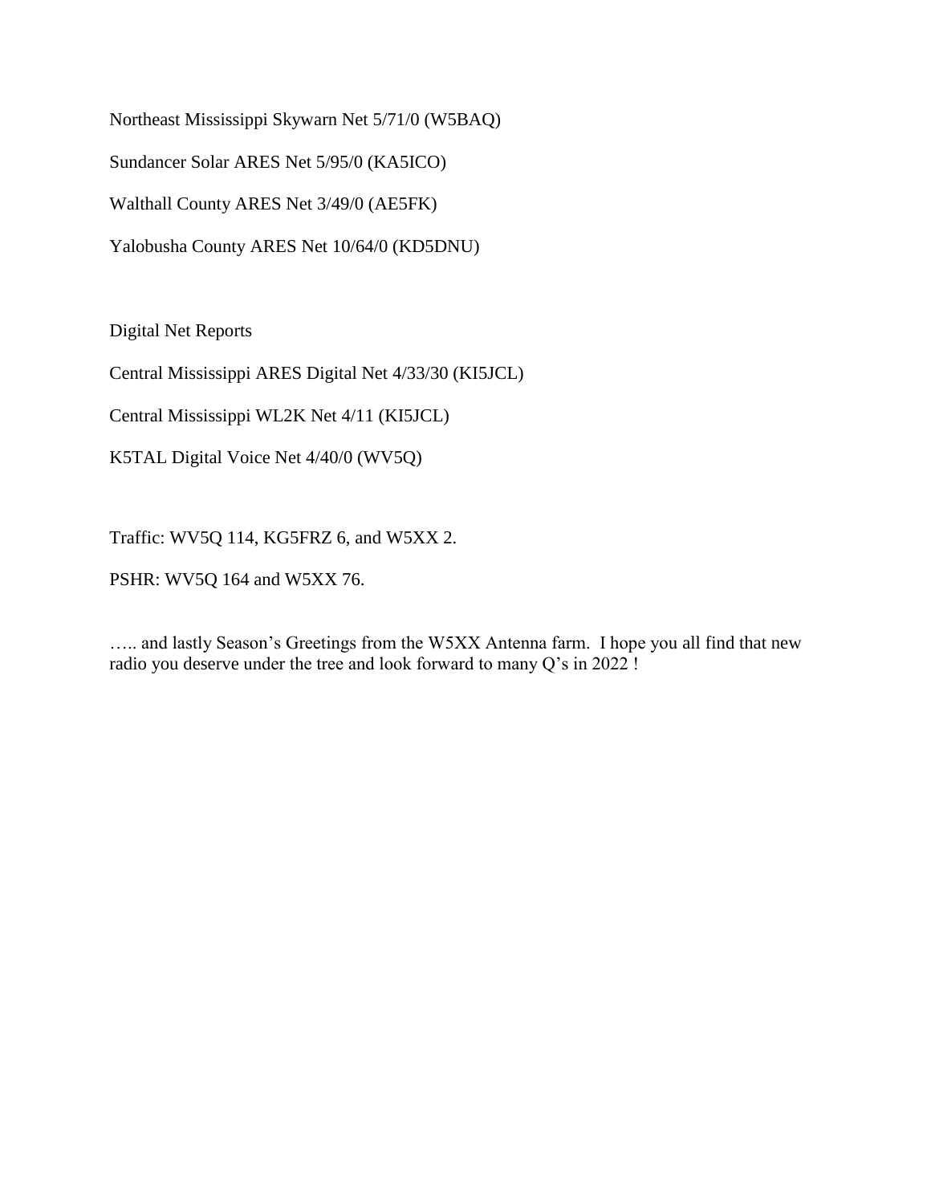Northeast Mississippi Skywarn Net 5/71/0 (W5BAQ)

Sundancer Solar ARES Net 5/95/0 (KA5ICO)

Walthall County ARES Net 3/49/0 (AE5FK)

Yalobusha County ARES Net 10/64/0 (KD5DNU)

Digital Net Reports

Central Mississippi ARES Digital Net 4/33/30 (KI5JCL)

Central Mississippi WL2K Net 4/11 (KI5JCL)

K5TAL Digital Voice Net 4/40/0 (WV5Q)

Traffic: WV5Q 114, KG5FRZ 6, and W5XX 2.

PSHR: WV5Q 164 and W5XX 76.

….. and lastly Season's Greetings from the W5XX Antenna farm. I hope you all find that new radio you deserve under the tree and look forward to many Q's in 2022 !